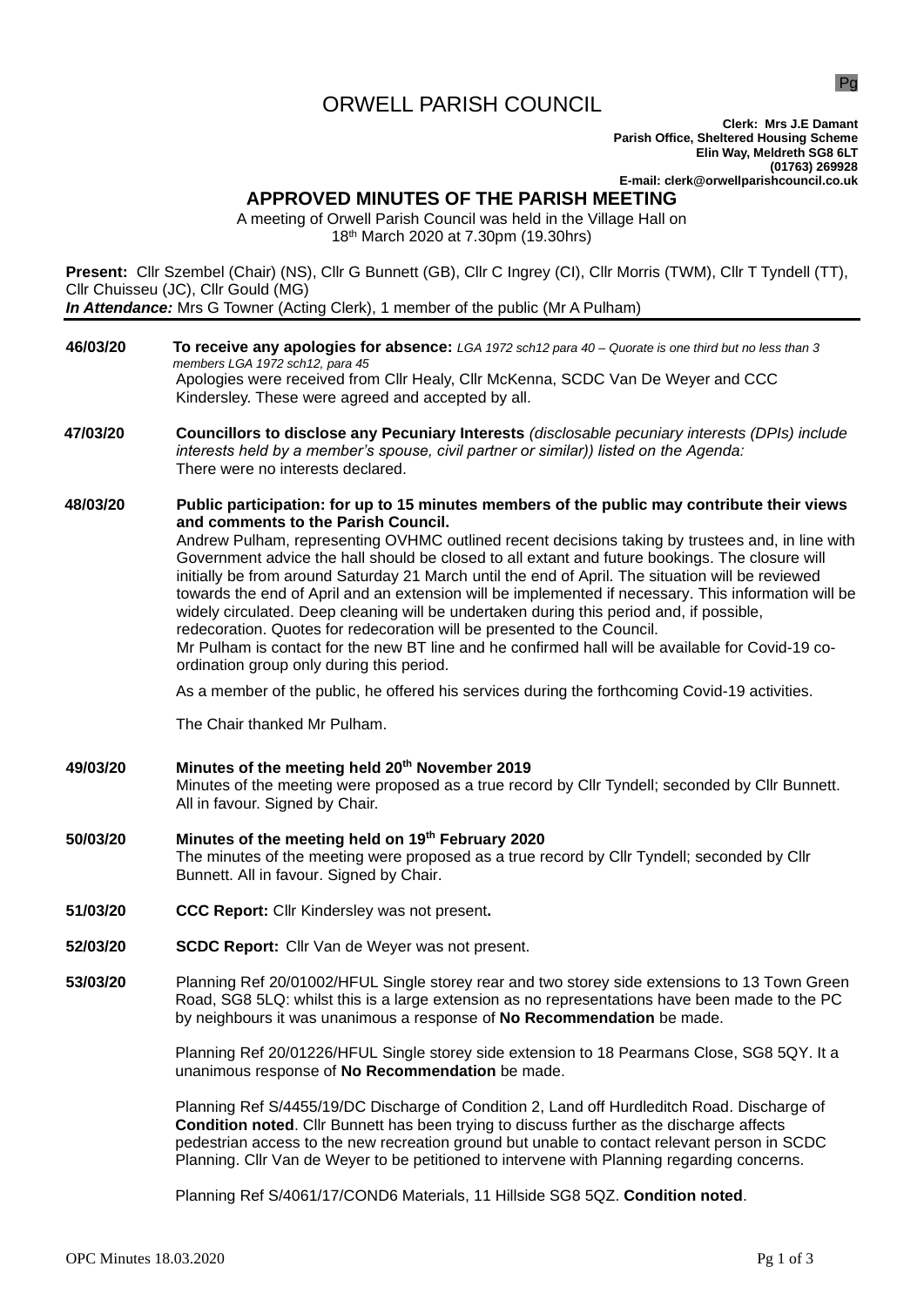# ORWELL PARISH COUNCIL

**Clerk: Mrs J.E Damant**
**Parish Office, Sheltered Housing Scheme**
**Elin Way, Meldreth SG8 6LT**
**(01763) 269928**
**E-mail: clerk@orwellparishcouncil.co.uk**

## APPROVED MINUTES OF THE PARISH MEETING

A meeting of Orwell Parish Council was held in the Village Hall on
18th March 2020 at 7.30pm (19.30hrs)

**Present:** Cllr Szembel (Chair) (NS), Cllr G Bunnett (GB), Cllr C Ingrey (CI), Cllr Morris (TWM), Cllr T Tyndell (TT), Cllr Chuisseu (JC), Cllr Gould (MG)
***In Attendance:*** Mrs G Towner (Acting Clerk), 1 member of the public (Mr A Pulham)

---

**46/03/20** **To receive any apologies for absence:** *LGA 1972 sch12 para 40 – Quorate is one third but no less than 3 members LGA 1972 sch12, para 45*
Apologies were received from Cllr Healy, Cllr McKenna, SCDC Van De Weyer and CCC Kindersley. These were agreed and accepted by all.

**47/03/20** **Councillors to disclose any Pecuniary Interests** *(disclosable pecuniary interests (DPIs) include interests held by a member's spouse, civil partner or similar)) listed on the Agenda:*
There were no interests declared.

**48/03/20** **Public participation: for up to 15 minutes members of the public may contribute their views and comments to the Parish Council.**
Andrew Pulham, representing OVHMC outlined recent decisions taking by trustees and, in line with Government advice the hall should be closed to all extant and future bookings. The closure will initially be from around Saturday 21 March until the end of April. The situation will be reviewed towards the end of April and an extension will be implemented if necessary. This information will be widely circulated. Deep cleaning will be undertaken during this period and, if possible, redecoration. Quotes for redecoration will be presented to the Council.
Mr Pulham is contact for the new BT line and he confirmed hall will be available for Covid-19 co-ordination group only during this period.

As a member of the public, he offered his services during the forthcoming Covid-19 activities.

The Chair thanked Mr Pulham.

**49/03/20** **Minutes of the meeting held 20th November 2019**
Minutes of the meeting were proposed as a true record by Cllr Tyndell; seconded by Cllr Bunnett. All in favour. Signed by Chair.

**50/03/20** **Minutes of the meeting held on 19th February 2020**
The minutes of the meeting were proposed as a true record by Cllr Tyndell; seconded by Cllr Bunnett. All in favour. Signed by Chair.

**51/03/20** **CCC Report:** Cllr Kindersley was not present**.**

**52/03/20** **SCDC Report:** Cllr Van de Weyer was not present.

**53/03/20** Planning Ref 20/01002/HFUL Single storey rear and two storey side extensions to 13 Town Green Road, SG8 5LQ: whilst this is a large extension as no representations have been made to the PC by neighbours it was unanimous a response of **No Recommendation** be made.

Planning Ref 20/01226/HFUL Single storey side extension to 18 Pearmans Close, SG8 5QY. It a unanimous response of **No Recommendation** be made.

Planning Ref S/4455/19/DC Discharge of Condition 2, Land off Hurdleditch Road. Discharge of **Condition noted**. Cllr Bunnett has been trying to discuss further as the discharge affects pedestrian access to the new recreation ground but unable to contact relevant person in SCDC Planning. Cllr Van de Weyer to be petitioned to intervene with Planning regarding concerns.

Planning Ref S/4061/17/COND6 Materials, 11 Hillside SG8 5QZ. **Condition noted**.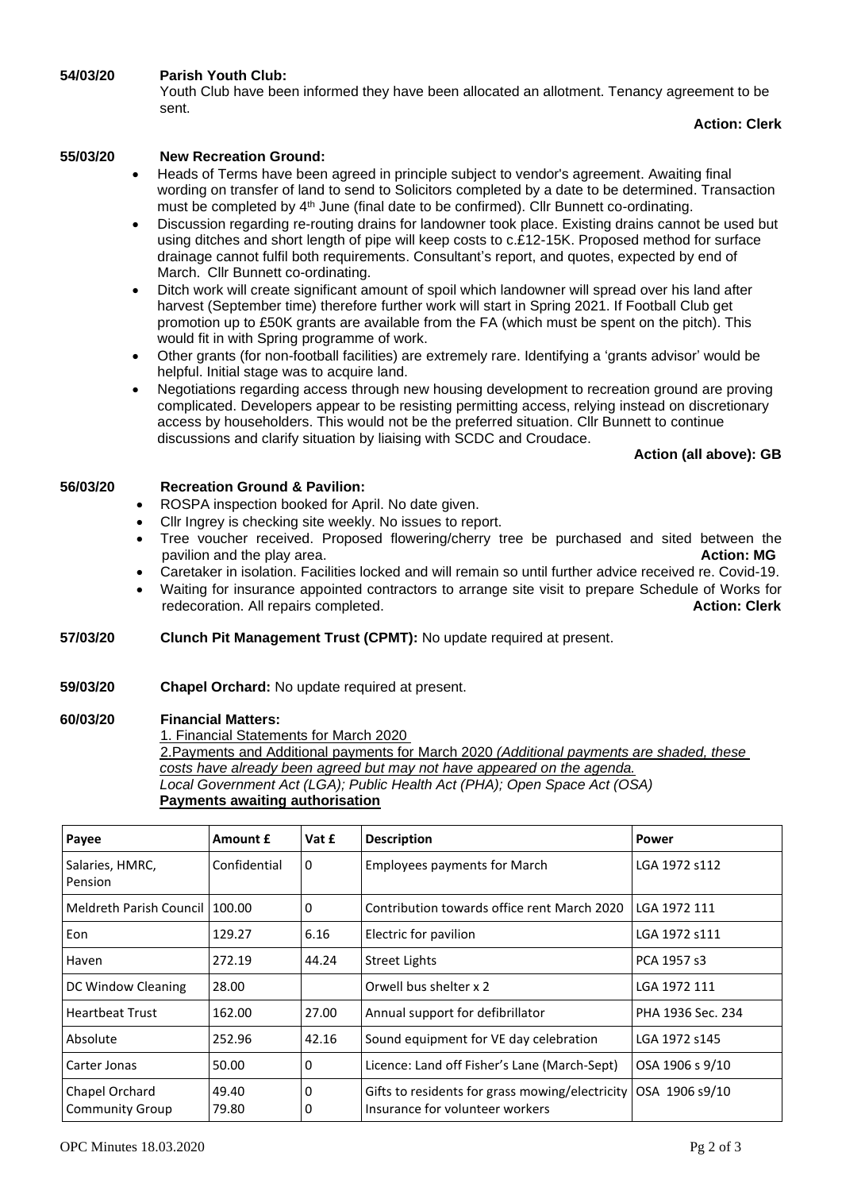**54/03/20 Parish Youth Club:**

Youth Club have been informed they have been allocated an allotment. Tenancy agreement to be sent.

**Action: Clerk**

**55/03/20 New Recreation Ground:**

- Heads of Terms have been agreed in principle subject to vendor's agreement. Awaiting final wording on transfer of land to send to Solicitors completed by a date to be determined. Transaction must be completed by 4th June (final date to be confirmed). Cllr Bunnett co-ordinating.
- Discussion regarding re-routing drains for landowner took place. Existing drains cannot be used but using ditches and short length of pipe will keep costs to c.£12-15K. Proposed method for surface drainage cannot fulfil both requirements. Consultant's report, and quotes, expected by end of March. Cllr Bunnett co-ordinating.
- Ditch work will create significant amount of spoil which landowner will spread over his land after harvest (September time) therefore further work will start in Spring 2021. If Football Club get promotion up to £50K grants are available from the FA (which must be spent on the pitch). This would fit in with Spring programme of work.
- Other grants (for non-football facilities) are extremely rare. Identifying a 'grants advisor' would be helpful. Initial stage was to acquire land.
- Negotiations regarding access through new housing development to recreation ground are proving complicated. Developers appear to be resisting permitting access, relying instead on discretionary access by householders. This would not be the preferred situation. Cllr Bunnett to continue discussions and clarify situation by liaising with SCDC and Croudace.

**Action (all above): GB**

**56/03/20 Recreation Ground & Pavilion:**

- ROSPA inspection booked for April. No date given.
- Cllr Ingrey is checking site weekly. No issues to report.
- Tree voucher received. Proposed flowering/cherry tree be purchased and sited between the pavilion and the play area. **Action: MG**
- Caretaker in isolation. Facilities locked and will remain so until further advice received re. Covid-19.
- Waiting for insurance appointed contractors to arrange site visit to prepare Schedule of Works for redecoration. All repairs completed. **Action: Clerk**

**57/03/20 Clunch Pit Management Trust (CPMT):** No update required at present.

**59/03/20 Chapel Orchard:** No update required at present.

**60/03/20 Financial Matters:**

1. Financial Statements for March 2020

2.Payments and Additional payments for March 2020 *(Additional payments are shaded, these costs have already been agreed but may not have appeared on the agenda.*

*Local Government Act (LGA); Public Health Act (PHA); Open Space Act (OSA)*

**Payments awaiting authorisation**

| Payee | Amount £ | Vat £ | Description | Power |
|---|---|---|---|---|
| Salaries, HMRC, Pension | Confidential | 0 | Employees payments for March | LGA 1972 s112 |
| Meldreth Parish Council | 100.00 | 0 | Contribution towards office rent March 2020 | LGA 1972 111 |
| Eon | 129.27 | 6.16 | Electric for pavilion | LGA 1972 s111 |
| Haven | 272.19 | 44.24 | Street Lights | PCA 1957 s3 |
| DC Window Cleaning | 28.00 | | Orwell bus shelter x 2 | LGA 1972 111 |
| Heartbeat Trust | 162.00 | 27.00 | Annual support for defibrillator | PHA 1936 Sec. 234 |
| Absolute | 252.96 | 42.16 | Sound equipment for VE day celebration | LGA 1972 s145 |
| Carter Jonas | 50.00 | 0 | Licence: Land off Fisher's Lane (March-Sept) | OSA 1906 s 9/10 |
| Chapel Orchard Community Group | 49.40<br>79.80 | 0<br>0 | Gifts to residents for grass mowing/electricity<br>Insurance for volunteer workers | OSA 1906 s9/10 |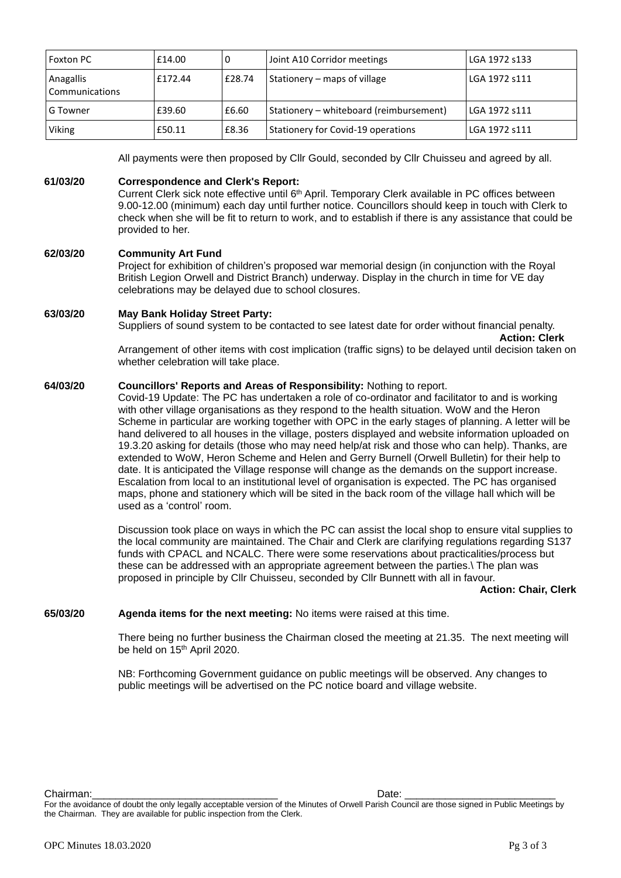| | | | | |
|---|---|---|---|---|
| Foxton PC | £14.00 | 0 | Joint A10 Corridor meetings | LGA 1972 s133 |
| Anagallis Communications | £172.44 | £28.74 | Stationery – maps of village | LGA 1972 s111 |
| G Towner | £39.60 | £6.60 | Stationery – whiteboard (reimbursement) | LGA 1972 s111 |
| Viking | £50.11 | £8.36 | Stationery for Covid-19 operations | LGA 1972 s111 |

All payments were then proposed by Cllr Gould, seconded by Cllr Chuisseu and agreed by all.

**61/03/20** **Correspondence and Clerk's Report:**

Current Clerk sick note effective until 6th April. Temporary Clerk available in PC offices between 9.00-12.00 (minimum) each day until further notice. Councillors should keep in touch with Clerk to check when she will be fit to return to work, and to establish if there is any assistance that could be provided to her.

**62/03/20** **Community Art Fund**

Project for exhibition of children's proposed war memorial design (in conjunction with the Royal British Legion Orwell and District Branch) underway. Display in the church in time for VE day celebrations may be delayed due to school closures.

**63/03/20** **May Bank Holiday Street Party:**

Suppliers of sound system to be contacted to see latest date for order without financial penalty.

**Action: Clerk**

Arrangement of other items with cost implication (traffic signs) to be delayed until decision taken on whether celebration will take place.

**64/03/20** **Councillors' Reports and Areas of Responsibility:** Nothing to report.

Covid-19 Update: The PC has undertaken a role of co-ordinator and facilitator to and is working with other village organisations as they respond to the health situation. WoW and the Heron Scheme in particular are working together with OPC in the early stages of planning. A letter will be hand delivered to all houses in the village, posters displayed and website information uploaded on 19.3.20 asking for details (those who may need help/at risk and those who can help). Thanks, are extended to WoW, Heron Scheme and Helen and Gerry Burnell (Orwell Bulletin) for their help to date. It is anticipated the Village response will change as the demands on the support increase. Escalation from local to an institutional level of organisation is expected. The PC has organised maps, phone and stationery which will be sited in the back room of the village hall which will be used as a 'control' room.

Discussion took place on ways in which the PC can assist the local shop to ensure vital supplies to the local community are maintained. The Chair and Clerk are clarifying regulations regarding S137 funds with CPACL and NCALC. There were some reservations about practicalities/process but these can be addressed with an appropriate agreement between the parties.\ The plan was proposed in principle by Cllr Chuisseu, seconded by Cllr Bunnett with all in favour.

**Action: Chair, Clerk**

**65/03/20** **Agenda items for the next meeting:** No items were raised at this time.

There being no further business the Chairman closed the meeting at 21.35. The next meeting will be held on 15th April 2020.

NB: Forthcoming Government guidance on public meetings will be observed. Any changes to public meetings will be advertised on the PC notice board and village website.

Chairman:_________________________________ Date: ___________________________

For the avoidance of doubt the only legally acceptable version of the Minutes of Orwell Parish Council are those signed in Public Meetings by the Chairman. They are available for public inspection from the Clerk.